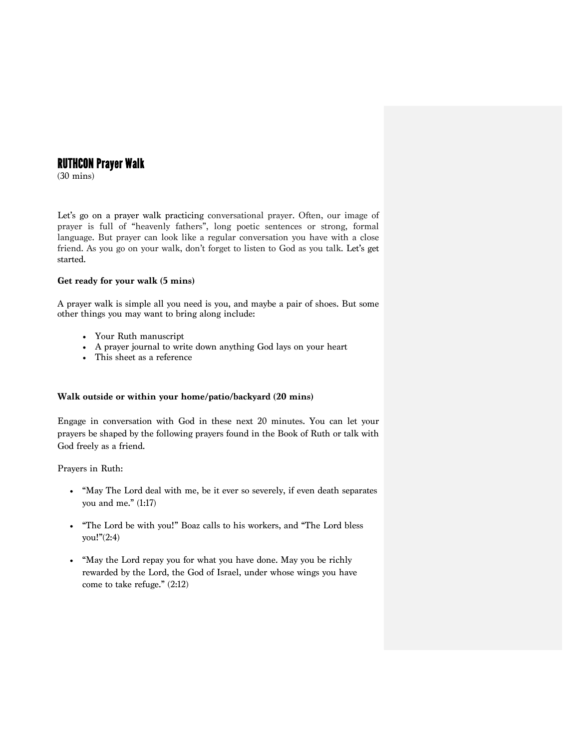# RUTHCON Prayer Walk

(30 mins)

Let's go on a prayer walk practicing conversational prayer. Often, our image of prayer is full of "heavenly fathers", long poetic sentences or strong, formal language. But prayer can look like a regular conversation you have with a close friend. As you go on your walk, don't forget to listen to God as you talk. Let's get started.

**Get ready for your walk (5 mins)**

A prayer walk is simple all you need is you, and maybe a pair of shoes. But some other things you may want to bring along include:

- Your Ruth manuscript
- A prayer journal to write down anything God lays on your heart
- This sheet as a reference

**Walk outside or within your home/patio/backyard (20 mins)**

Engage in conversation with God in these next 20 minutes. You can let your prayers be shaped by the following prayers found in the Book of Ruth or talk with God freely as a friend.

Prayers in Ruth:

- "May The Lord deal with me, be it ever so severely, if even death separates you and me." (1:17)
- "The Lord be with you!" Boaz calls to his workers, and "The Lord bless you!"(2:4)
- "May the Lord repay you for what you have done. May you be richly rewarded by the Lord, the God of Israel, under whose wings you have come to take refuge." (2:12)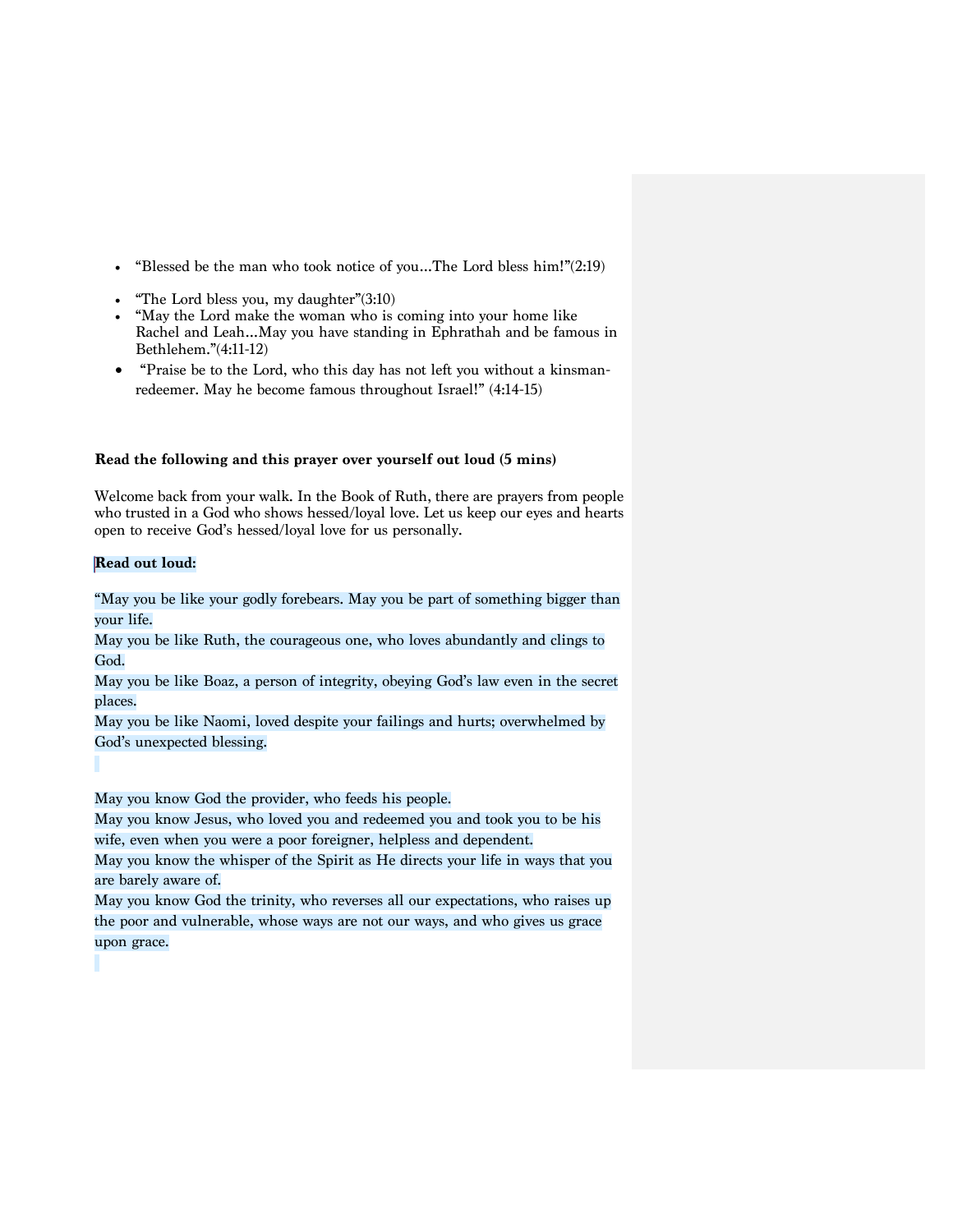- "Blessed be the man who took notice of you…The Lord bless him!"(2:19)
- "The Lord bless you, my daughter"(3:10)
- "May the Lord make the woman who is coming into your home like Rachel and Leah…May you have standing in Ephrathah and be famous in Bethlehem."(4:11-12)
- "Praise be to the Lord, who this day has not left you without a kinsman-redeemer. May he become famous throughout Israel!" (4:14-15)

**Read the following and this prayer over yourself out loud (5 mins)**

Welcome back from your walk. In the Book of Ruth, there are prayers from people who trusted in a God who shows hessed/loyal love. Let us keep our eyes and hearts open to receive God's hessed/loyal love for us personally.

**Read out loud:**

"May you be like your godly forebears. May you be part of something bigger than your life.
May you be like Ruth, the courageous one, who loves abundantly and clings to God.
May you be like Boaz, a person of integrity, obeying God's law even in the secret places.
May you be like Naomi, loved despite your failings and hurts; overwhelmed by God's unexpected blessing.

May you know God the provider, who feeds his people.
May you know Jesus, who loved you and redeemed you and took you to be his wife, even when you were a poor foreigner, helpless and dependent.
May you know the whisper of the Spirit as He directs your life in ways that you are barely aware of.
May you know God the trinity, who reverses all our expectations, who raises up the poor and vulnerable, whose ways are not our ways, and who gives us grace upon grace.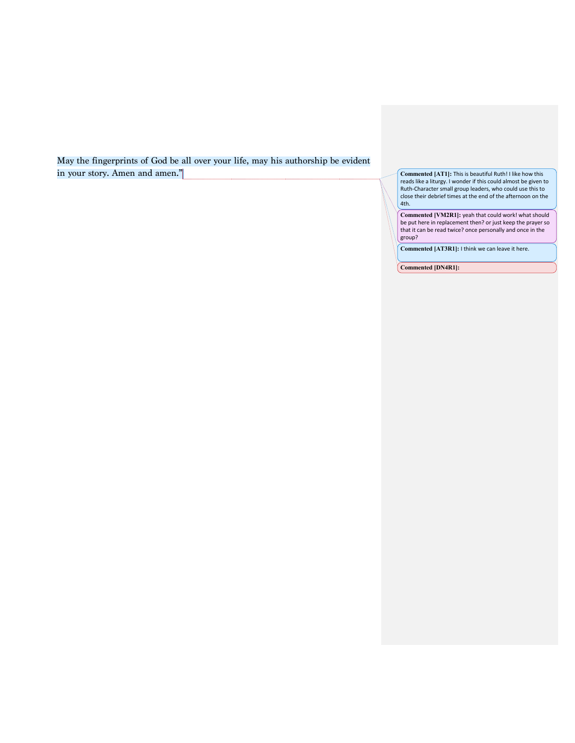May the fingerprints of God be all over your life, may his authorship be evident in your story. Amen and amen."

**Commented [AT1]:** This is beautiful Ruth! I like how this reads like a liturgy. I wonder if this could almost be given to Ruth-Character small group leaders, who could use this to close their debrief times at the end of the afternoon on the 4th.

**Commented [VM2R1]:** yeah that could work! what should be put here in replacement then? or just keep the prayer so that it can be read twice? once personally and once in the group?

**Commented [AT3R1]:** I think we can leave it here.

**Commented [DN4R1]:**